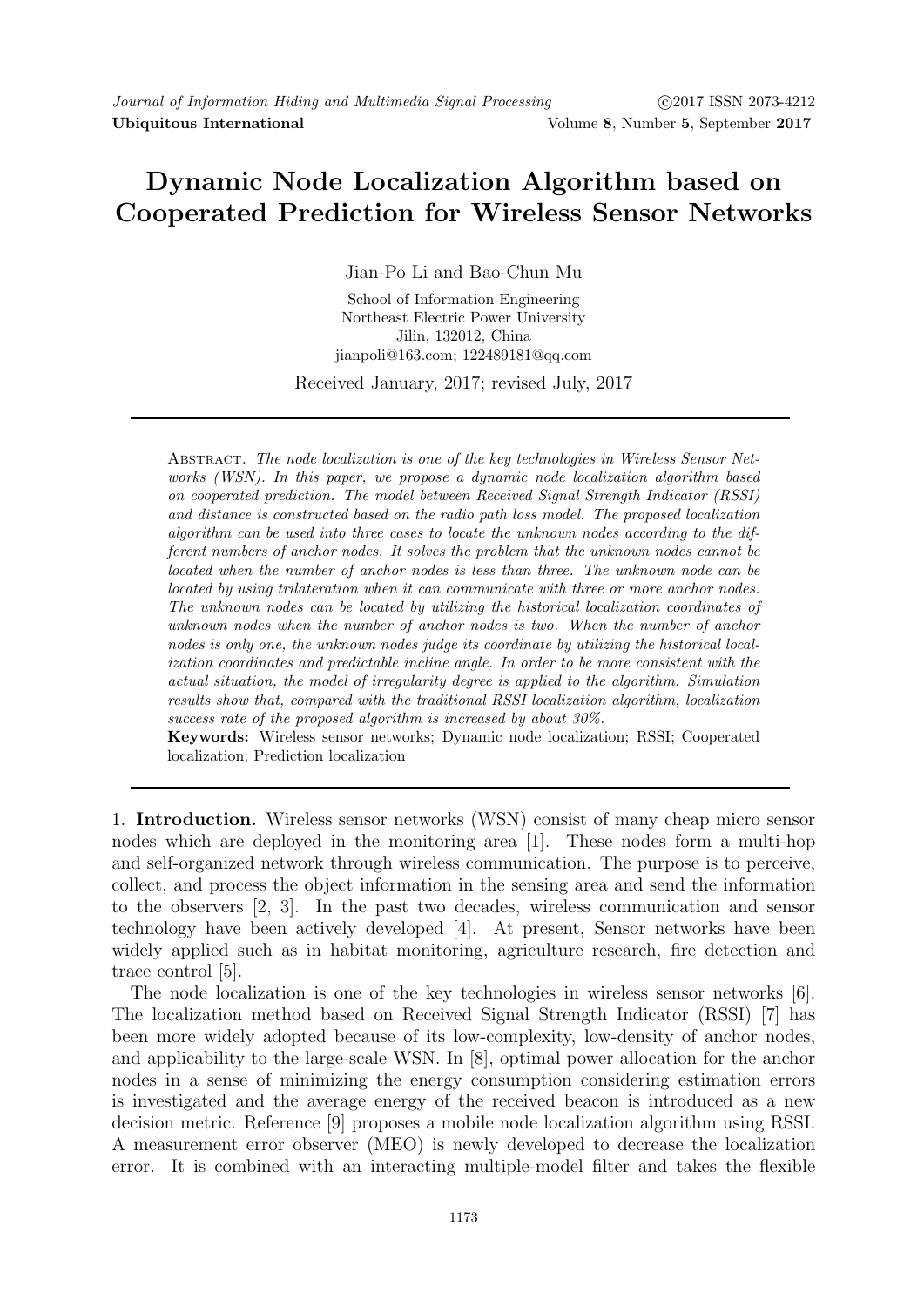# Dynamic Node Localization Algorithm based on Cooperated Prediction for Wireless Sensor Networks

Jian-Po Li and Bao-Chun Mu

School of Information Engineering
Northeast Electric Power University
Jilin, 132012, China
jianpoli@163.com; 122489181@qq.com

Received January, 2017; revised July, 2017

Abstract. *The node localization is one of the key technologies in Wireless Sensor Networks (WSN). In this paper, we propose a dynamic node localization algorithm based on cooperated prediction. The model between Received Signal Strength Indicator (RSSI) and distance is constructed based on the radio path loss model. The proposed localization algorithm can be used into three cases to locate the unknown nodes according to the different numbers of anchor nodes. It solves the problem that the unknown nodes cannot be located when the number of anchor nodes is less than three. The unknown node can be located by using trilateration when it can communicate with three or more anchor nodes. The unknown nodes can be located by utilizing the historical localization coordinates of unknown nodes when the number of anchor nodes is two. When the number of anchor nodes is only one, the unknown nodes judge its coordinate by utilizing the historical localization coordinates and predictable incline angle. In order to be more consistent with the actual situation, the model of irregularity degree is applied to the algorithm. Simulation results show that, compared with the traditional RSSI localization algorithm, localization success rate of the proposed algorithm is increased by about 30%.*

**Keywords:** Wireless sensor networks; Dynamic node localization; RSSI; Cooperated localization; Prediction localization

## 1. Introduction.

Wireless sensor networks (WSN) consist of many cheap micro sensor nodes which are deployed in the monitoring area [1]. These nodes form a multi-hop and self-organized network through wireless communication. The purpose is to perceive, collect, and process the object information in the sensing area and send the information to the observers [2, 3]. In the past two decades, wireless communication and sensor technology have been actively developed [4]. At present, Sensor networks have been widely applied such as in habitat monitoring, agriculture research, fire detection and trace control [5].

The node localization is one of the key technologies in wireless sensor networks [6]. The localization method based on Received Signal Strength Indicator (RSSI) [7] has been more widely adopted because of its low-complexity, low-density of anchor nodes, and applicability to the large-scale WSN. In [8], optimal power allocation for the anchor nodes in a sense of minimizing the energy consumption considering estimation errors is investigated and the average energy of the received beacon is introduced as a new decision metric. Reference [9] proposes a mobile node localization algorithm using RSSI. A measurement error observer (MEO) is newly developed to decrease the localization error. It is combined with an interacting multiple-model filter and takes the flexible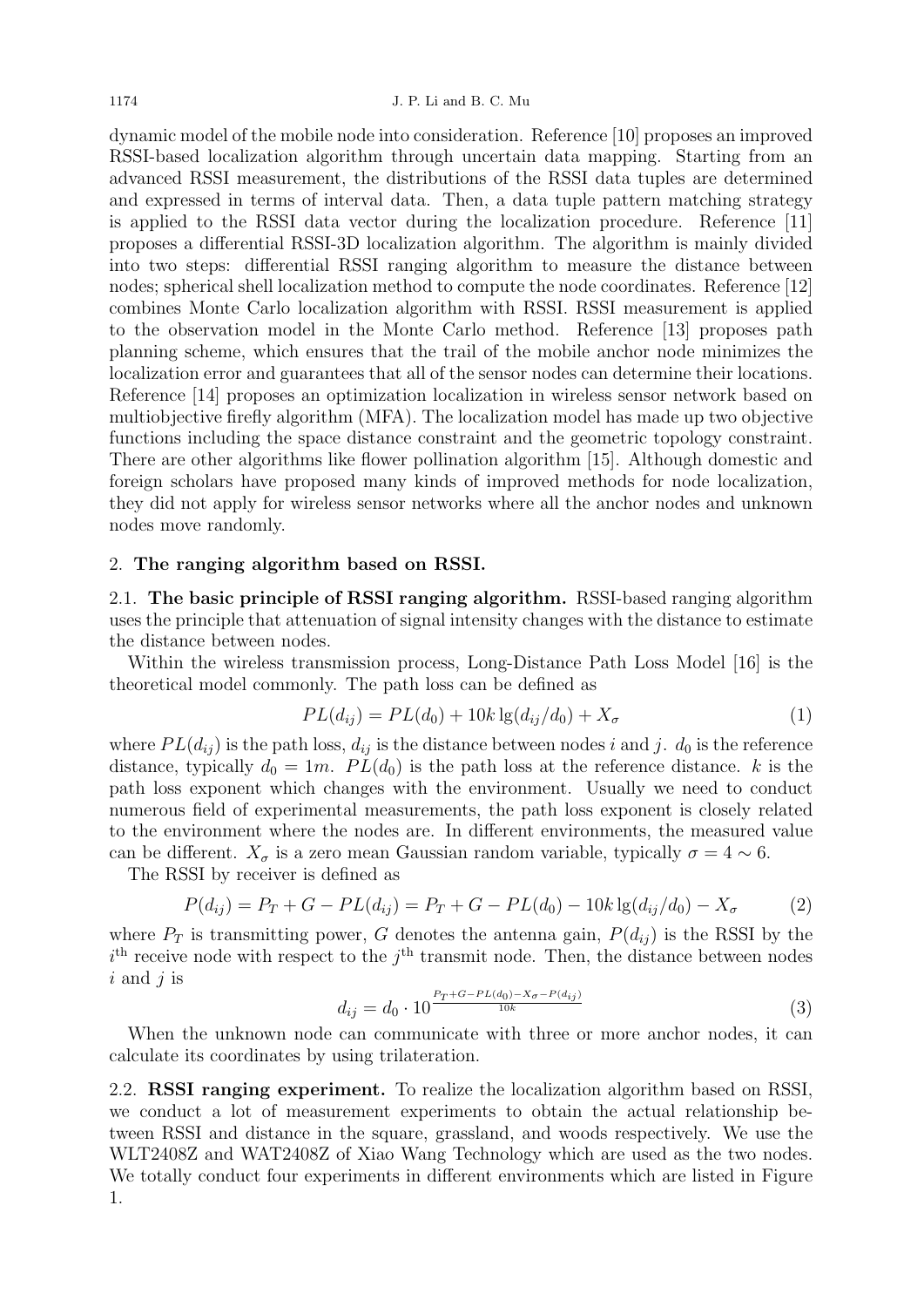dynamic model of the mobile node into consideration. Reference [10] proposes an improved RSSI-based localization algorithm through uncertain data mapping. Starting from an advanced RSSI measurement, the distributions of the RSSI data tuples are determined and expressed in terms of interval data. Then, a data tuple pattern matching strategy is applied to the RSSI data vector during the localization procedure. Reference [11] proposes a differential RSSI-3D localization algorithm. The algorithm is mainly divided into two steps: differential RSSI ranging algorithm to measure the distance between nodes; spherical shell localization method to compute the node coordinates. Reference [12] combines Monte Carlo localization algorithm with RSSI. RSSI measurement is applied to the observation model in the Monte Carlo method. Reference [13] proposes path planning scheme, which ensures that the trail of the mobile anchor node minimizes the localization error and guarantees that all of the sensor nodes can determine their locations. Reference [14] proposes an optimization localization in wireless sensor network based on multiobjective firefly algorithm (MFA). The localization model has made up two objective functions including the space distance constraint and the geometric topology constraint. There are other algorithms like flower pollination algorithm [15]. Although domestic and foreign scholars have proposed many kinds of improved methods for node localization, they did not apply for wireless sensor networks where all the anchor nodes and unknown nodes move randomly.

## 2. **The ranging algorithm based on RSSI.**

### 2.1. **The basic principle of RSSI ranging algorithm.**

RSSI-based ranging algorithm uses the principle that attenuation of signal intensity changes with the distance to estimate the distance between nodes.

Within the wireless transmission process, Long-Distance Path Loss Model [16] is the theoretical model commonly. The path loss can be defined as

$$PL(d_{ij}) = PL(d_0) + 10k\lg(d_{ij}/d_0) + X_\sigma \tag{1}$$

where $PL(d_{ij})$ is the path loss, $d_{ij}$ is the distance between nodes $i$ and $j$. $d_0$ is the reference distance, typically $d_0 = 1m$. $PL(d_0)$ is the path loss at the reference distance. $k$ is the path loss exponent which changes with the environment. Usually we need to conduct numerous field of experimental measurements, the path loss exponent is closely related to the environment where the nodes are. In different environments, the measured value can be different. $X_\sigma$ is a zero mean Gaussian random variable, typically $\sigma = 4 \sim 6$.

The RSSI by receiver is defined as

$$P(d_{ij}) = P_T + G - PL(d_{ij}) = P_T + G - PL(d_0) - 10k\lg(d_{ij}/d_0) - X_\sigma \tag{2}$$

where $P_T$ is transmitting power, $G$ denotes the antenna gain, $P(d_{ij})$ is the RSSI by the $i^{\text{th}}$ receive node with respect to the $j^{\text{th}}$ transmit node. Then, the distance between nodes $i$ and $j$ is

$$d_{ij} = d_0 \cdot 10^{\frac{P_T + G - PL(d_0) - X_\sigma - P(d_{ij})}{10k}} \tag{3}$$

When the unknown node can communicate with three or more anchor nodes, it can calculate its coordinates by using trilateration.

### 2.2. **RSSI ranging experiment.**

To realize the localization algorithm based on RSSI, we conduct a lot of measurement experiments to obtain the actual relationship between RSSI and distance in the square, grassland, and woods respectively. We use the WLT2408Z and WAT2408Z of Xiao Wang Technology which are used as the two nodes. We totally conduct four experiments in different environments which are listed in Figure 1.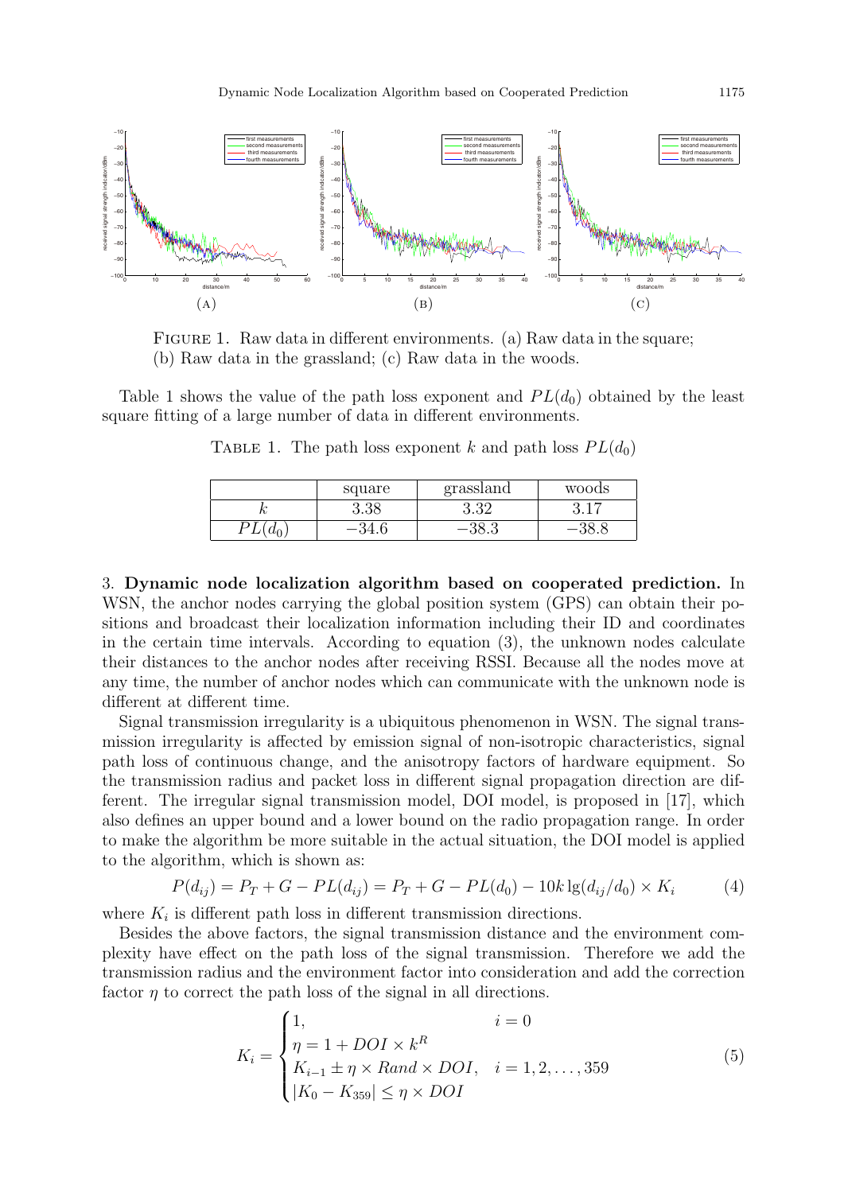FIGURE 1. Raw data in different environments. (a) Raw data in the square; (b) Raw data in the grassland; (c) Raw data in the woods.

Table 1 shows the value of the path loss exponent and $PL(d_0)$ obtained by the least square fitting of a large number of data in different environments.

TABLE 1. The path loss exponent $k$ and path loss $PL(d_0)$

| | square | grassland | woods |
|---|---|---|---|
| $k$ | 3.38 | 3.32 | 3.17 |
| $PL(d_0)$ | $-34.6$ | $-38.3$ | $-38.8$ |

3. **Dynamic node localization algorithm based on cooperated prediction.** In WSN, the anchor nodes carrying the global position system (GPS) can obtain their positions and broadcast their localization information including their ID and coordinates in the certain time intervals. According to equation (3), the unknown nodes calculate their distances to the anchor nodes after receiving RSSI. Because all the nodes move at any time, the number of anchor nodes which can communicate with the unknown node is different at different time.

Signal transmission irregularity is a ubiquitous phenomenon in WSN. The signal transmission irregularity is affected by emission signal of non-isotropic characteristics, signal path loss of continuous change, and the anisotropy factors of hardware equipment. So the transmission radius and packet loss in different signal propagation direction are different. The irregular signal transmission model, DOI model, is proposed in [17], which also defines an upper bound and a lower bound on the radio propagation range. In order to make the algorithm be more suitable in the actual situation, the DOI model is applied to the algorithm, which is shown as:

$$P(d_{ij}) = P_T + G - PL(d_{ij}) = P_T + G - PL(d_0) - 10k\lg(d_{ij}/d_0) \times K_i \tag{4}$$

where $K_i$ is different path loss in different transmission directions.

Besides the above factors, the signal transmission distance and the environment complexity have effect on the path loss of the signal transmission. Therefore we add the transmission radius and the environment factor into consideration and add the correction factor $\eta$ to correct the path loss of the signal in all directions.

$$K_i = \begin{cases} 1, & i = 0 \\ \eta = 1 + DOI \times k^R & \\ K_{i-1} \pm \eta \times Rand \times DOI, & i = 1, 2, \ldots, 359 \\ |K_0 - K_{359}| \leq \eta \times DOI & \end{cases} \tag{5}$$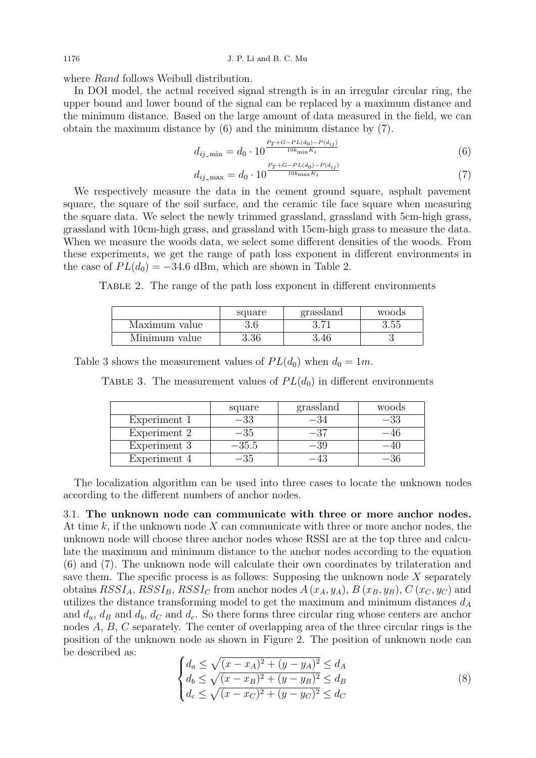where *Rand* follows Weibull distribution.

In DOI model, the actual received signal strength is in an irregular circular ring, the upper bound and lower bound of the signal can be replaced by a maximum distance and the minimum distance. Based on the large amount of data measured in the field, we can obtain the maximum distance by (6) and the minimum distance by (7).

$$d_{ij\_\min} = d_0 \cdot 10^{\frac{P_T + G - PL(d_0) - P(d_{ij})}{10k_{\min}K_i}} \tag{6}$$

$$d_{ij\_\max} = d_0 \cdot 10^{\frac{P_T + G - PL(d_0) - P(d_{ij})}{10k_{\max}K_i}} \tag{7}$$

We respectively measure the data in the cement ground square, asphalt pavement square, the square of the soil surface, and the ceramic tile face square when measuring the square data. We select the newly trimmed grassland, grassland with 5cm-high grass, grassland with 10cm-high grass, and grassland with 15cm-high grass to measure the data. When we measure the woods data, we select some different densities of the woods. From these experiments, we get the range of path loss exponent in different environments in the case of $PL(d_0) = -34.6$ dBm, which are shown in Table 2.

Table 2. The range of the path loss exponent in different environments

| | square | grassland | woods |
|---|---|---|---|
| Maximum value | 3.6 | 3.71 | 3.55 |
| Minimum value | 3.36 | 3.46 | 3 |

Table 3 shows the measurement values of $PL(d_0)$ when $d_0 = 1m$.

Table 3. The measurement values of $PL(d_0)$ in different environments

| | square | grassland | woods |
|---|---|---|---|
| Experiment 1 | −33 | −34 | −33 |
| Experiment 2 | −35 | −37 | −46 |
| Experiment 3 | −35.5 | −39 | −40 |
| Experiment 4 | −35 | −43 | −36 |

The localization algorithm can be used into three cases to locate the unknown nodes according to the different numbers of anchor nodes.

3.1. **The unknown node can communicate with three or more anchor nodes.** At time $k$, if the unknown node $X$ can communicate with three or more anchor nodes, the unknown node will choose three anchor nodes whose RSSI are at the top three and calculate the maximum and minimum distance to the anchor nodes according to the equation (6) and (7). The unknown node will calculate their own coordinates by trilateration and save them. The specific process is as follows: Supposing the unknown node $X$ separately obtains $RSSI_A$, $RSSI_B$, $RSSI_C$ from anchor nodes $A\,(x_A, y_A)$, $B\,(x_B, y_B)$, $C\,(x_C, y_C)$ and utilizes the distance transforming model to get the maximum and minimum distances $d_A$ and $d_a$, $d_B$ and $d_b$, $d_C$ and $d_c$. So there forms three circular ring whose centers are anchor nodes $A$, $B$, $C$ separately. The center of overlapping area of the three circular rings is the position of the unknown node as shown in Figure 2. The position of unknown node can be described as:

$$\begin{cases} d_a \leq \sqrt{(x - x_A)^2 + (y - y_A)^2} \leq d_A \\ d_b \leq \sqrt{(x - x_B)^2 + (y - y_B)^2} \leq d_B \\ d_c \leq \sqrt{(x - x_C)^2 + (y - y_C)^2} \leq d_C \end{cases} \tag{8}$$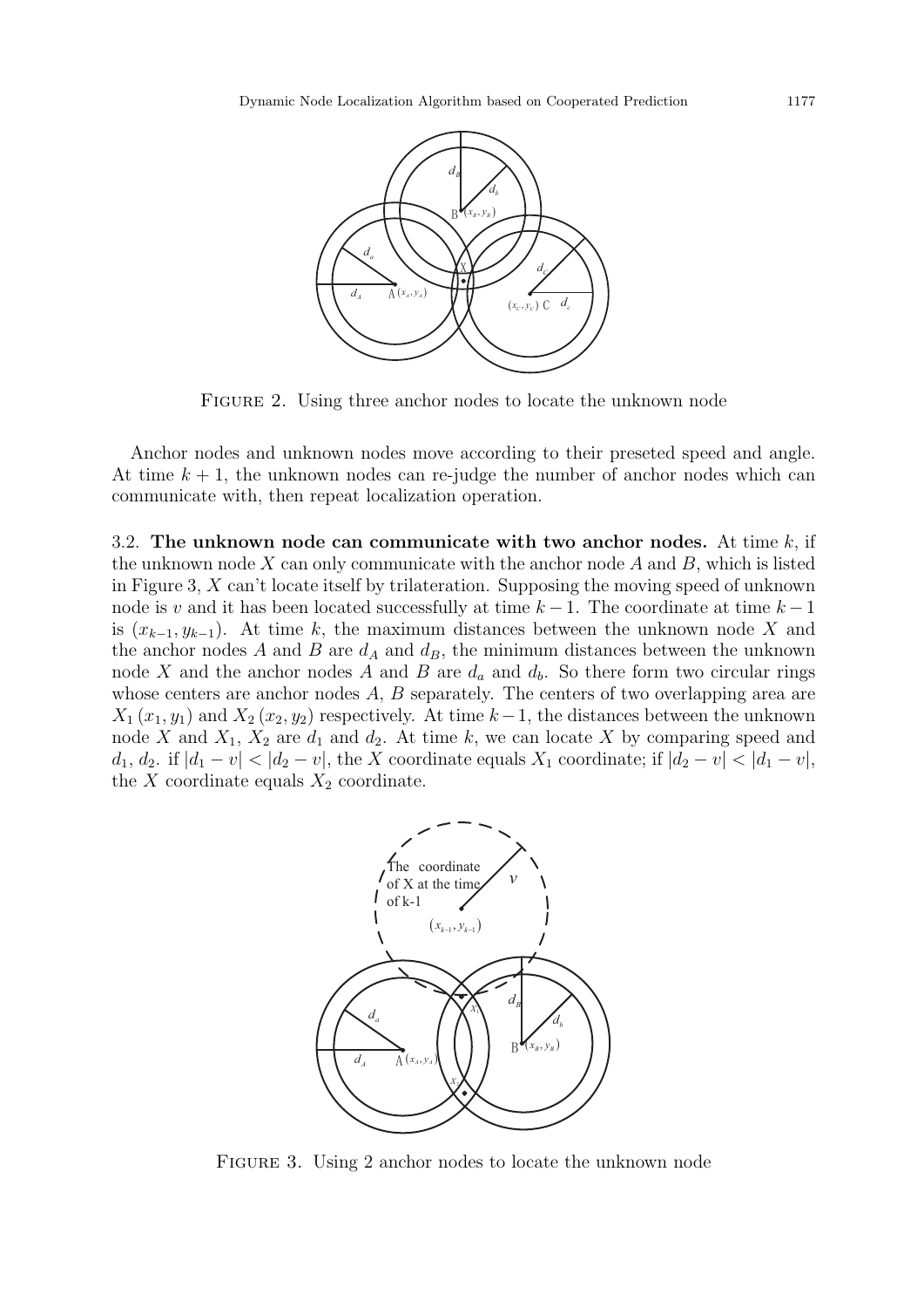Figure 2. Using three anchor nodes to locate the unknown node

Anchor nodes and unknown nodes move according to their preseted speed and angle. At time $k+1$, the unknown nodes can re-judge the number of anchor nodes which can communicate with, then repeat localization operation.

### 3.2. The unknown node can communicate with two anchor nodes.

At time $k$, if the unknown node $X$ can only communicate with the anchor node $A$ and $B$, which is listed in Figure 3, $X$ can't locate itself by trilateration. Supposing the moving speed of unknown node is $v$ and it has been located successfully at time $k-1$. The coordinate at time $k-1$ is $(x_{k-1}, y_{k-1})$. At time $k$, the maximum distances between the unknown node $X$ and the anchor nodes $A$ and $B$ are $d_A$ and $d_B$, the minimum distances between the unknown node $X$ and the anchor nodes $A$ and $B$ are $d_a$ and $d_b$. So there form two circular rings whose centers are anchor nodes $A$, $B$ separately. The centers of two overlapping area are $X_1\,(x_1, y_1)$ and $X_2\,(x_2, y_2)$ respectively. At time $k-1$, the distances between the unknown node $X$ and $X_1$, $X_2$ are $d_1$ and $d_2$. At time $k$, we can locate $X$ by comparing speed and $d_1$, $d_2$. if $|d_1 - v| < |d_2 - v|$, the $X$ coordinate equals $X_1$ coordinate; if $|d_2 - v| < |d_1 - v|$, the $X$ coordinate equals $X_2$ coordinate.

Figure 3. Using 2 anchor nodes to locate the unknown node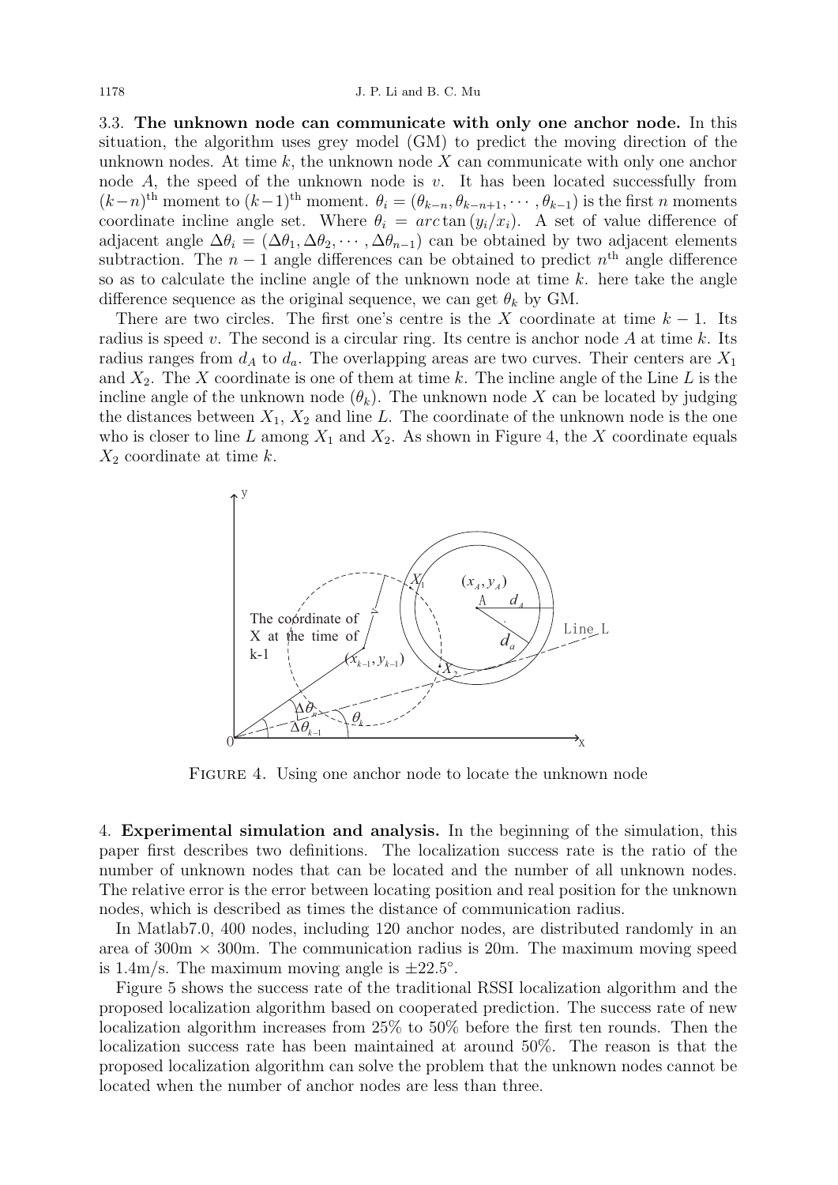3.3. **The unknown node can communicate with only one anchor node.** In this situation, the algorithm uses grey model (GM) to predict the moving direction of the unknown nodes. At time $k$, the unknown node $X$ can communicate with only one anchor node $A$, the speed of the unknown node is $v$. It has been located successfully from $(k-n)^{\text{th}}$ moment to $(k-1)^{\text{th}}$ moment. $\theta_i = (\theta_{k-n}, \theta_{k-n+1}, \cdots, \theta_{k-1})$ is the first $n$ moments coordinate incline angle set. Where $\theta_i = arc\tan(y_i/x_i)$. A set of value difference of adjacent angle $\Delta\theta_i = (\Delta\theta_1, \Delta\theta_2, \cdots, \Delta\theta_{n-1})$ can be obtained by two adjacent elements subtraction. The $n-1$ angle differences can be obtained to predict $n^{\text{th}}$ angle difference so as to calculate the incline angle of the unknown node at time $k$. here take the angle difference sequence as the original sequence, we can get $\theta_k$ by GM.

There are two circles. The first one's centre is the $X$ coordinate at time $k-1$. Its radius is speed $v$. The second is a circular ring. Its centre is anchor node $A$ at time $k$. Its radius ranges from $d_A$ to $d_a$. The overlapping areas are two curves. Their centers are $X_1$ and $X_2$. The $X$ coordinate is one of them at time $k$. The incline angle of the Line $L$ is the incline angle of the unknown node ($\theta_k$). The unknown node $X$ can be located by judging the distances between $X_1$, $X_2$ and line $L$. The coordinate of the unknown node is the one who is closer to line $L$ among $X_1$ and $X_2$. As shown in Figure 4, the $X$ coordinate equals $X_2$ coordinate at time $k$.

Figure 4. Using one anchor node to locate the unknown node

4. **Experimental simulation and analysis.** In the beginning of the simulation, this paper first describes two definitions. The localization success rate is the ratio of the number of unknown nodes that can be located and the number of all unknown nodes. The relative error is the error between locating position and real position for the unknown nodes, which is described as times the distance of communication radius.

In Matlab7.0, 400 nodes, including 120 anchor nodes, are distributed randomly in an area of 300m × 300m. The communication radius is 20m. The maximum moving speed is 1.4m/s. The maximum moving angle is $\pm 22.5°$.

Figure 5 shows the success rate of the traditional RSSI localization algorithm and the proposed localization algorithm based on cooperated prediction. The success rate of new localization algorithm increases from 25% to 50% before the first ten rounds. Then the localization success rate has been maintained at around 50%. The reason is that the proposed localization algorithm can solve the problem that the unknown nodes cannot be located when the number of anchor nodes are less than three.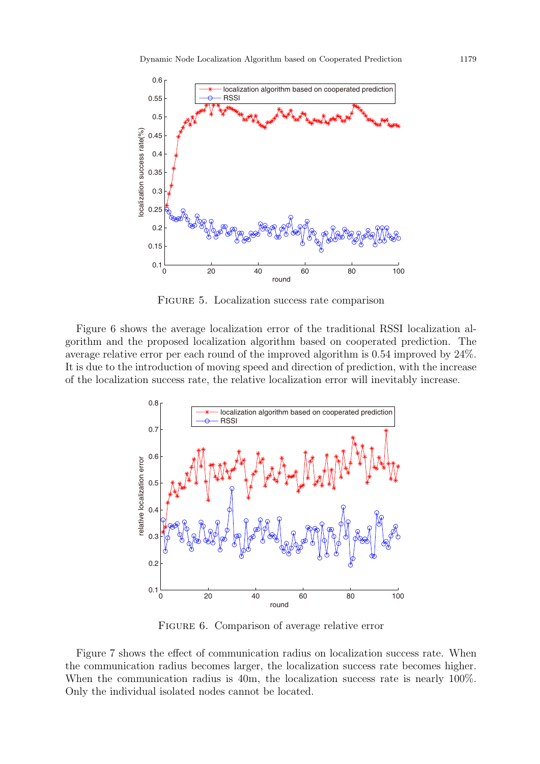FIGURE 5. Localization success rate comparison

Figure 6 shows the average localization error of the traditional RSSI localization algorithm and the proposed localization algorithm based on cooperated prediction. The average relative error per each round of the improved algorithm is 0.54 improved by 24%. It is due to the introduction of moving speed and direction of prediction, with the increase of the localization success rate, the relative localization error will inevitably increase.

FIGURE 6. Comparison of average relative error

Figure 7 shows the effect of communication radius on localization success rate. When the communication radius becomes larger, the localization success rate becomes higher. When the communication radius is 40m, the localization success rate is nearly 100%. Only the individual isolated nodes cannot be located.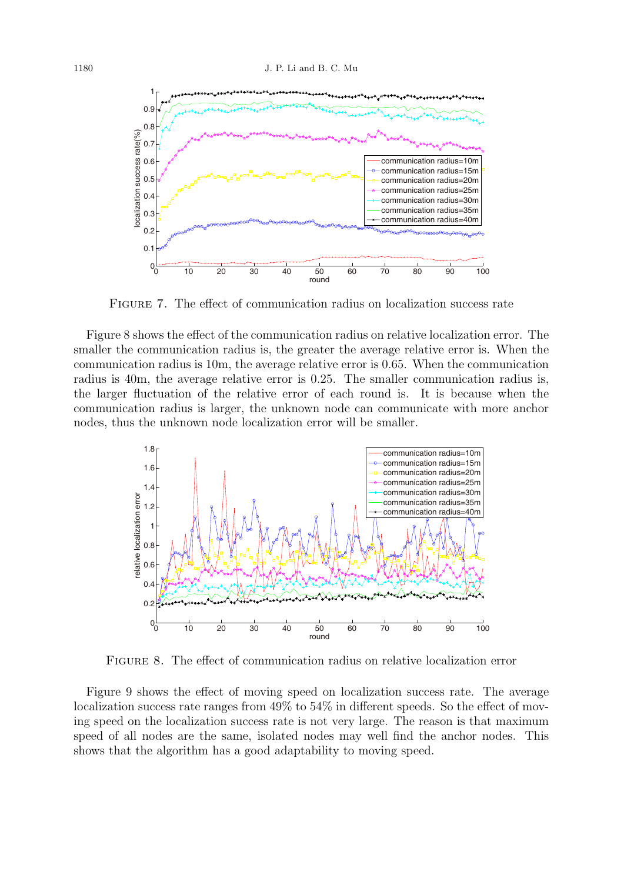FIGURE 7. The effect of communication radius on localization success rate

Figure 8 shows the effect of the communication radius on relative localization error. The smaller the communication radius is, the greater the average relative error is. When the communication radius is 10m, the average relative error is 0.65. When the communication radius is 40m, the average relative error is 0.25. The smaller communication radius is, the larger fluctuation of the relative error of each round is. It is because when the communication radius is larger, the unknown node can communicate with more anchor nodes, thus the unknown node localization error will be smaller.

FIGURE 8. The effect of communication radius on relative localization error

Figure 9 shows the effect of moving speed on localization success rate. The average localization success rate ranges from 49% to 54% in different speeds. So the effect of moving speed on the localization success rate is not very large. The reason is that maximum speed of all nodes are the same, isolated nodes may well find the anchor nodes. This shows that the algorithm has a good adaptability to moving speed.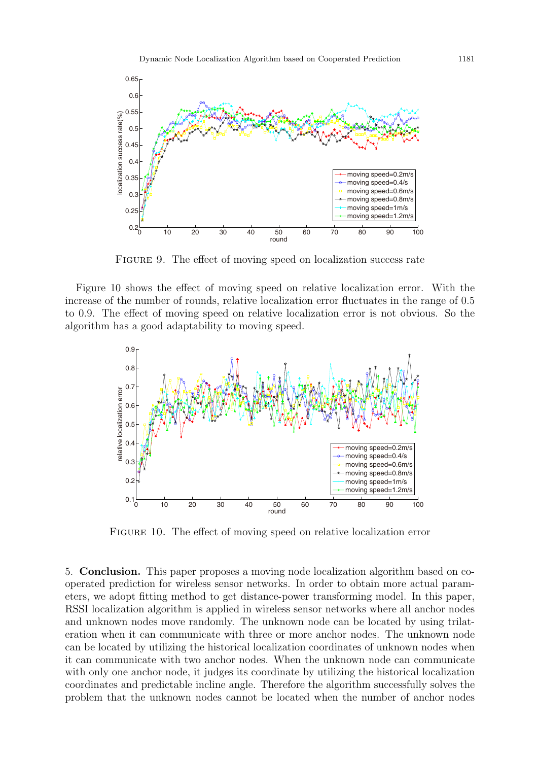FIGURE 9. The effect of moving speed on localization success rate

Figure 10 shows the effect of moving speed on relative localization error. With the increase of the number of rounds, relative localization error fluctuates in the range of 0.5 to 0.9. The effect of moving speed on relative localization error is not obvious. So the algorithm has a good adaptability to moving speed.

FIGURE 10. The effect of moving speed on relative localization error

5. **Conclusion.** This paper proposes a moving node localization algorithm based on cooperated prediction for wireless sensor networks. In order to obtain more actual parameters, we adopt fitting method to get distance-power transforming model. In this paper, RSSI localization algorithm is applied in wireless sensor networks where all anchor nodes and unknown nodes move randomly. The unknown node can be located by using trilateration when it can communicate with three or more anchor nodes. The unknown node can be located by utilizing the historical localization coordinates of unknown nodes when it can communicate with two anchor nodes. When the unknown node can communicate with only one anchor node, it judges its coordinate by utilizing the historical localization coordinates and predictable incline angle. Therefore the algorithm successfully solves the problem that the unknown nodes cannot be located when the number of anchor nodes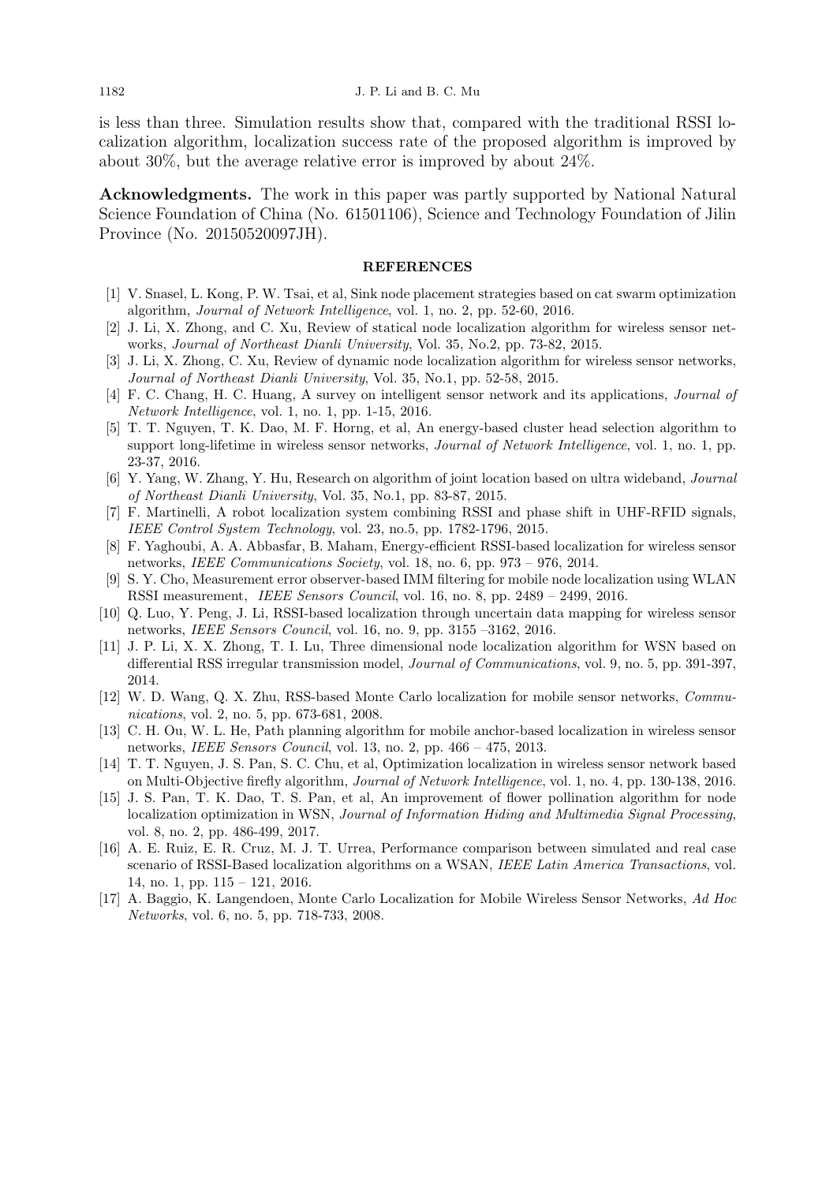is less than three. Simulation results show that, compared with the traditional RSSI localization algorithm, localization success rate of the proposed algorithm is improved by about 30%, but the average relative error is improved by about 24%.

**Acknowledgments.** The work in this paper was partly supported by National Natural Science Foundation of China (No. 61501106), Science and Technology Foundation of Jilin Province (No. 20150520097JH).

## REFERENCES

[1] V. Snasel, L. Kong, P. W. Tsai, et al, Sink node placement strategies based on cat swarm optimization algorithm, *Journal of Network Intelligence*, vol. 1, no. 2, pp. 52-60, 2016.

[2] J. Li, X. Zhong, and C. Xu, Review of statical node localization algorithm for wireless sensor networks, *Journal of Northeast Dianli University*, Vol. 35, No.2, pp. 73-82, 2015.

[3] J. Li, X. Zhong, C. Xu, Review of dynamic node localization algorithm for wireless sensor networks, *Journal of Northeast Dianli University*, Vol. 35, No.1, pp. 52-58, 2015.

[4] F. C. Chang, H. C. Huang, A survey on intelligent sensor network and its applications, *Journal of Network Intelligence*, vol. 1, no. 1, pp. 1-15, 2016.

[5] T. T. Nguyen, T. K. Dao, M. F. Horng, et al, An energy-based cluster head selection algorithm to support long-lifetime in wireless sensor networks, *Journal of Network Intelligence*, vol. 1, no. 1, pp. 23-37, 2016.

[6] Y. Yang, W. Zhang, Y. Hu, Research on algorithm of joint location based on ultra wideband, *Journal of Northeast Dianli University*, Vol. 35, No.1, pp. 83-87, 2015.

[7] F. Martinelli, A robot localization system combining RSSI and phase shift in UHF-RFID signals, *IEEE Control System Technology*, vol. 23, no.5, pp. 1782-1796, 2015.

[8] F. Yaghoubi, A. A. Abbasfar, B. Maham, Energy-efficient RSSI-based localization for wireless sensor networks, *IEEE Communications Society*, vol. 18, no. 6, pp. 973 – 976, 2014.

[9] S. Y. Cho, Measurement error observer-based IMM filtering for mobile node localization using WLAN RSSI measurement, *IEEE Sensors Council*, vol. 16, no. 8, pp. 2489 – 2499, 2016.

[10] Q. Luo, Y. Peng, J. Li, RSSI-based localization through uncertain data mapping for wireless sensor networks, *IEEE Sensors Council*, vol. 16, no. 9, pp. 3155 –3162, 2016.

[11] J. P. Li, X. X. Zhong, T. I. Lu, Three dimensional node localization algorithm for WSN based on differential RSS irregular transmission model, *Journal of Communications*, vol. 9, no. 5, pp. 391-397, 2014.

[12] W. D. Wang, Q. X. Zhu, RSS-based Monte Carlo localization for mobile sensor networks, *Communications*, vol. 2, no. 5, pp. 673-681, 2008.

[13] C. H. Ou, W. L. He, Path planning algorithm for mobile anchor-based localization in wireless sensor networks, *IEEE Sensors Council*, vol. 13, no. 2, pp. 466 – 475, 2013.

[14] T. T. Nguyen, J. S. Pan, S. C. Chu, et al, Optimization localization in wireless sensor network based on Multi-Objective firefly algorithm, *Journal of Network Intelligence*, vol. 1, no. 4, pp. 130-138, 2016.

[15] J. S. Pan, T. K. Dao, T. S. Pan, et al, An improvement of flower pollination algorithm for node localization optimization in WSN, *Journal of Information Hiding and Multimedia Signal Processing*, vol. 8, no. 2, pp. 486-499, 2017.

[16] A. E. Ruiz, E. R. Cruz, M. J. T. Urrea, Performance comparison between simulated and real case scenario of RSSI-Based localization algorithms on a WSAN, *IEEE Latin America Transactions*, vol. 14, no. 1, pp. 115 – 121, 2016.

[17] A. Baggio, K. Langendoen, Monte Carlo Localization for Mobile Wireless Sensor Networks, *Ad Hoc Networks*, vol. 6, no. 5, pp. 718-733, 2008.